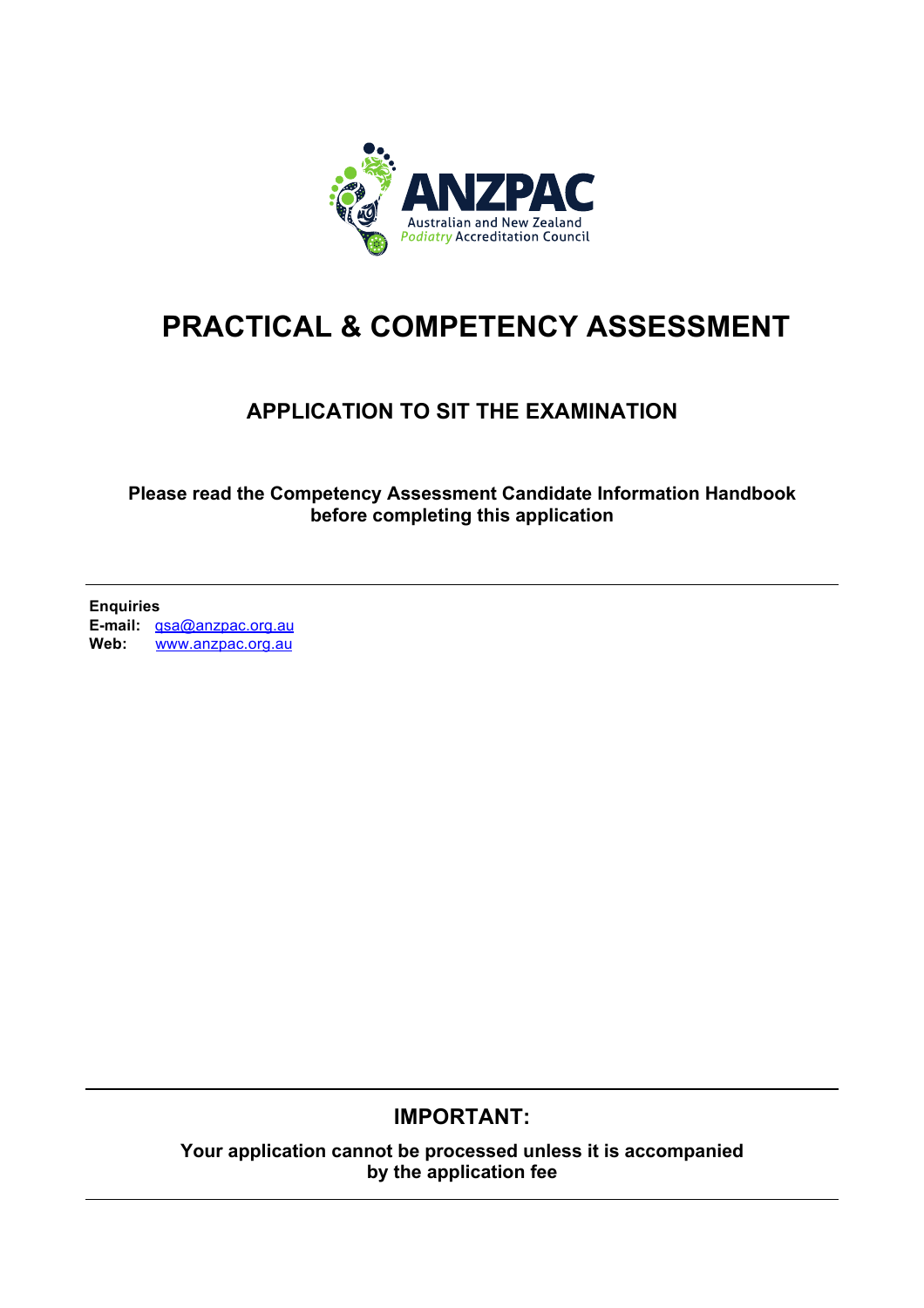ANZPAC
Australian and New Zealand Podiatry Accreditation Council

# PRACTICAL & COMPETENCY ASSESSMENT

## APPLICATION TO SIT THE EXAMINATION

**Please read the Competency Assessment Candidate Information Handbook before completing this application**

---

**Enquiries**
**E-mail:** qsa@anzpac.org.au
**Web:** www.anzpac.org.au

---

### IMPORTANT:

**Your application cannot be processed unless it is accompanied by the application fee**

---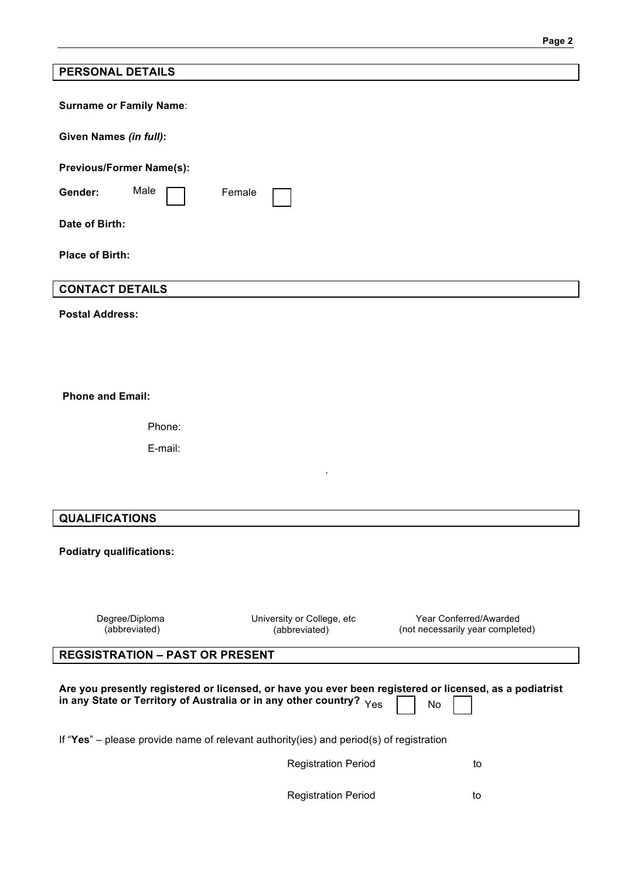## PERSONAL DETAILS

**Surname or Family Name**:

**Given Names *(in full)*:**

**Previous/Former Name(s):**

**Gender:** Male ☐ Female ☐

**Date of Birth:**

**Place of Birth:**

## CONTACT DETAILS

**Postal Address:**

**Phone and Email:**

Phone:

E-mail:

.

## QUALIFICATIONS

**Podiatry qualifications:**

| Degree/Diploma (abbreviated) | University or College, etc (abbreviated) | Year Conferred/Awarded (not necessarily year completed) |
|---|---|---|

## REGSISTRATION – PAST OR PRESENT

**Are you presently registered or licensed, or have you ever been registered or licensed, as a podiatrist in any State or Territory of Australia or in any other country?** Yes ☐ No ☐

If "**Yes**" – please provide name of relevant authority(ies) and period(s) of registration

Registration Period to

Registration Period to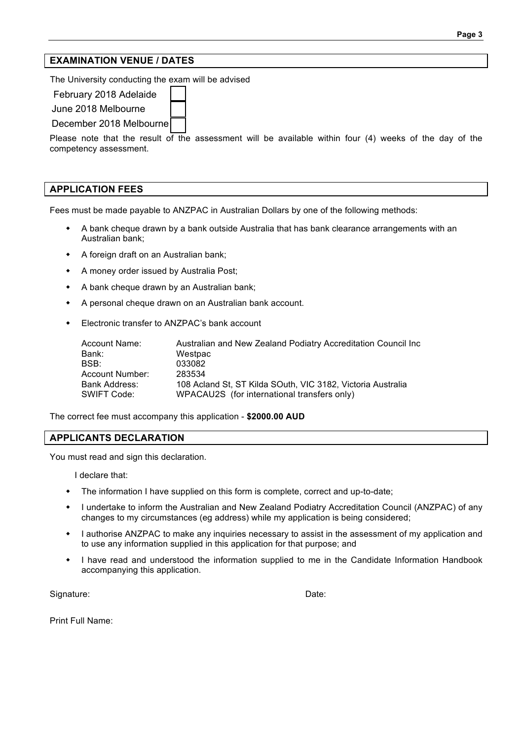## EXAMINATION VENUE / DATES

The University conducting the exam will be advised

- February 2018 Adelaide ☐
- June 2018 Melbourne ☐
- December 2018 Melbourne ☐

Please note that the result of the assessment will be available within four (4) weeks of the day of the competency assessment.

## APPLICATION FEES

Fees must be made payable to ANZPAC in Australian Dollars by one of the following methods:

- A bank cheque drawn by a bank outside Australia that has bank clearance arrangements with an Australian bank;
- A foreign draft on an Australian bank;
- A money order issued by Australia Post;
- A bank cheque drawn by an Australian bank;
- A personal cheque drawn on an Australian bank account.
- Electronic transfer to ANZPAC's bank account

| | |
|---|---|
| Account Name: | Australian and New Zealand Podiatry Accreditation Council Inc |
| Bank: | Westpac |
| BSB: | 033082 |
| Account Number: | 283534 |
| Bank Address: | 108 Acland St, ST Kilda SOuth, VIC 3182, Victoria Australia |
| SWIFT Code: | WPACAU2S (for international transfers only) |

The correct fee must accompany this application - **$2000.00 AUD**

## APPLICANTS DECLARATION

You must read and sign this declaration.

I declare that:

- The information I have supplied on this form is complete, correct and up-to-date;
- I undertake to inform the Australian and New Zealand Podiatry Accreditation Council (ANZPAC) of any changes to my circumstances (eg address) while my application is being considered;
- I authorise ANZPAC to make any inquiries necessary to assist in the assessment of my application and to use any information supplied in this application for that purpose; and
- I have read and understood the information supplied to me in the Candidate Information Handbook accompanying this application.

Signature: Date:

Print Full Name: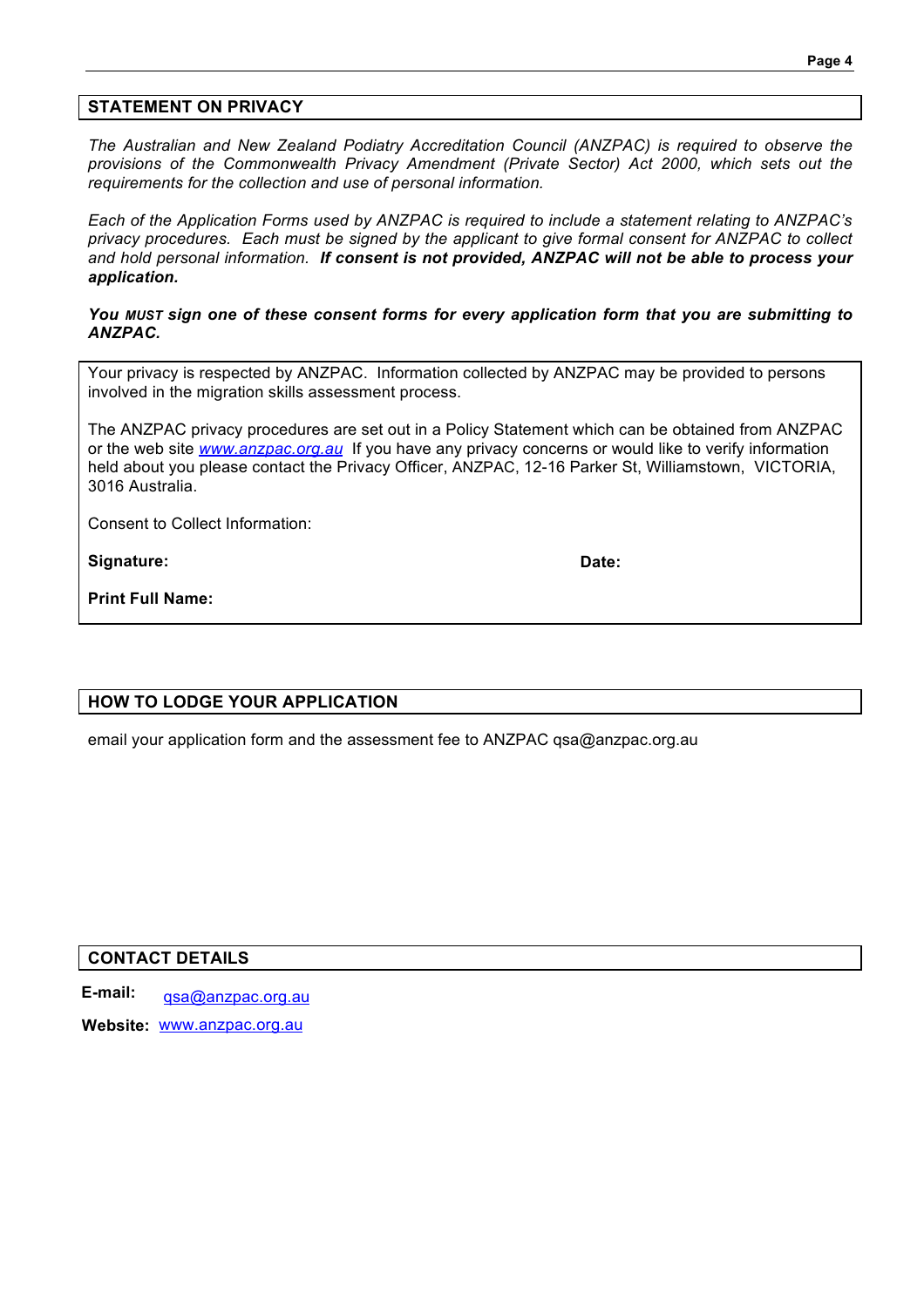## STATEMENT ON PRIVACY

*The Australian and New Zealand Podiatry Accreditation Council (ANZPAC) is required to observe the provisions of the Commonwealth Privacy Amendment (Private Sector) Act 2000, which sets out the requirements for the collection and use of personal information.*

*Each of the Application Forms used by ANZPAC is required to include a statement relating to ANZPAC's privacy procedures. Each must be signed by the applicant to give formal consent for ANZPAC to collect and hold personal information.* ***If consent is not provided, ANZPAC will not be able to process your application.***

***You MUST sign one of these consent forms for every application form that you are submitting to ANZPAC.***

Your privacy is respected by ANZPAC. Information collected by ANZPAC may be provided to persons involved in the migration skills assessment process.

The ANZPAC privacy procedures are set out in a Policy Statement which can be obtained from ANZPAC or the web site *www.anzpac.org.au* If you have any privacy concerns or would like to verify information held about you please contact the Privacy Officer, ANZPAC, 12-16 Parker St, Williamstown, VICTORIA, 3016 Australia.

Consent to Collect Information:

**Signature:** **Date:**

**Print Full Name:**

## HOW TO LODGE YOUR APPLICATION

email your application form and the assessment fee to ANZPAC qsa@anzpac.org.au

## CONTACT DETAILS

**E-mail:** qsa@anzpac.org.au

**Website:** www.anzpac.org.au